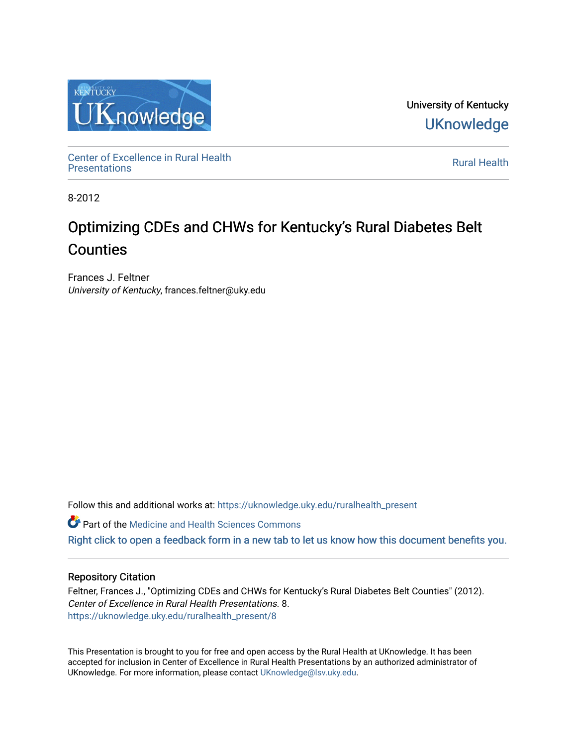University of Kentucky

UKnowledge

Center of Excellence in Rural Health Presentations

Rural Health

8-2012

# Optimizing CDEs and CHWs for Kentucky's Rural Diabetes Belt Counties

Frances J. Feltner
*University of Kentucky*, frances.feltner@uky.edu

Follow this and additional works at: https://uknowledge.uky.edu/ruralhealth_present

Part of the Medicine and Health Sciences Commons

Right click to open a feedback form in a new tab to let us know how this document benefits you.

## Repository Citation

Feltner, Frances J., "Optimizing CDEs and CHWs for Kentucky's Rural Diabetes Belt Counties" (2012). *Center of Excellence in Rural Health Presentations*. 8.
https://uknowledge.uky.edu/ruralhealth_present/8

This Presentation is brought to you for free and open access by the Rural Health at UKnowledge. It has been accepted for inclusion in Center of Excellence in Rural Health Presentations by an authorized administrator of UKnowledge. For more information, please contact UKnowledge@lsv.uky.edu.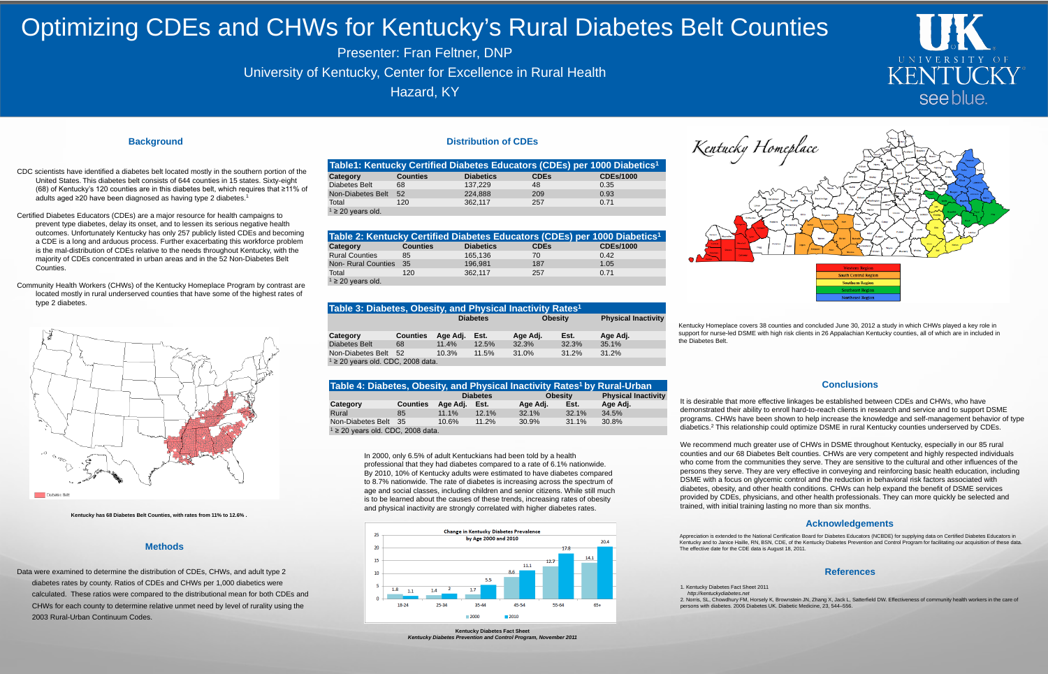# Optimizing CDEs and CHWs for Kentucky's Rural Diabetes Belt Counties

Presenter: Fran Feltner, DNP

University of Kentucky, Center for Excellence in Rural Health

Hazard, KY

## Background

CDC scientists have identified a diabetes belt located mostly in the southern portion of the United States. This diabetes belt consists of 644 counties in 15 states. Sixty-eight (68) of Kentucky's 120 counties are in this diabetes belt, which requires that ≥11% of adults aged ≥20 have been diagnosed as having type 2 diabetes.[1]

Certified Diabetes Educators (CDEs) are a major resource for health campaigns to prevent type diabetes, delay its onset, and to lessen its serious negative health outcomes. Unfortunately Kentucky has only 257 publicly listed CDEs and becoming a CDE is a long and arduous process. Further exacerbating this workforce problem is the mal-distribution of CDEs relative to the needs throughout Kentucky, with the majority of CDEs concentrated in urban areas and in the 52 Non-Diabetes Belt Counties.

Community Health Workers (CHWs) of the Kentucky Homeplace Program by contrast are located mostly in rural underserved counties that have some of the highest rates of type 2 diabetes.

Diabetes Belt

**Kentucky has 68 Diabetes Belt Counties, with rates from 11% to 12.6% .**

## Methods

Data were examined to determine the distribution of CDEs, CHWs, and adult type 2 diabetes rates by county. Ratios of CDEs and CHWs per 1,000 diabetics were calculated. These ratios were compared to the distributional mean for both CDEs and CHWs for each county to determine relative unmet need by level of rurality using the 2003 Rural-Urban Continuum Codes.

## Distribution of CDEs

**Table1: Kentucky Certified Diabetes Educators (CDEs) per 1000 Diabetics[1]**

| Category | Counties | Diabetics | CDEs | CDEs/1000 |
|---|---|---|---|---|
| Diabetes Belt | 68 | 137,229 | 48 | 0.35 |
| Non-Diabetes Belt | 52 | 224,888 | 209 | 0.93 |
| Total | 120 | 362,117 | 257 | 0.71 |

[1] ≥ 20 years old.

**Table 2: Kentucky Certified Diabetes Educators (CDEs) per 1000 Diabetics[1]**

| Category | Counties | Diabetics | CDEs | CDEs/1000 |
|---|---|---|---|---|
| Rural Counties | 85 | 165,136 | 70 | 0.42 |
| Non- Rural Counties | 35 | 196,981 | 187 | 1.05 |
| Total | 120 | 362,117 | 257 | 0.71 |

[1] ≥ 20 years old.

**Table 3: Diabetes, Obesity, and Physical Inactivity Rates[1]**

| | | Diabetes | | Obesity | | Physical Inactivity |
|---|---|---|---|---|---|---|
| Category | Counties | Age Adj. | Est. | Age Adj. | Est. | Age Adj. |
| Diabetes Belt | 68 | 11.4% | 12.5% | 32.3% | 32.3% | 35.1% |
| Non-Diabetes Belt | 52 | 10.3% | 11.5% | 31.0% | 31.2% | 31.2% |

[1] ≥ 20 years old. CDC, 2008 data.

**Table 4: Diabetes, Obesity, and Physical Inactivity Rates[1] by Rural-Urban**

| | | Diabetes | | Obesity | | Physical Inactivity |
|---|---|---|---|---|---|---|
| Category | Counties | Age Adj. | Est. | Age Adj. | Est. | Age Adj. |
| Rural | 85 | 11.1% | 12.1% | 32.1% | 32.1% | 34.5% |
| Non-Diabetes Belt | 35 | 10.6% | 11.2% | 30.9% | 31.1% | 30.8% |

[1] ≥ 20 years old. CDC, 2008 data.

In 2000, only 6.5% of adult Kentuckians had been told by a health professional that they had diabetes compared to a rate of 6.1% nationwide. By 2010, 10% of Kentucky adults were estimated to have diabetes compared to 8.7% nationwide. The rate of diabetes is increasing across the spectrum of age and social classes, including children and senior citizens. While still much is to be learned about the causes of these trends, increasing rates of obesity and physical inactivity are strongly correlated with higher diabetes rates.

Change in Kentucky Diabetes Prevalence
by Age 2000 and 2010

1.8 1.1 1.4 2 1.7 5.5 8.6 11.1 12.7 17.8 14.1 20.4

18-24 25-34 35-44 45-54 55-64 65+

2000 2010

**Kentucky Diabetes Fact Sheet**
***Kentucky Diabetes Prevention and Control Program, November 2011***

Kentucky Homeplace

Western Region
South Central Region
Southern Region
Southeast Region
Northeast Region

Kentucky Homeplace covers 38 counties and concluded June 30, 2012 a study in which CHWs played a key role in support for nurse-led DSME with high risk clients in 26 Appalachian Kentucky counties, all of which are in included in the Diabetes Belt.

## Conclusions

It is desirable that more effective linkages be established between CDEs and CHWs, who have demonstrated their ability to enroll hard-to-reach clients in research and service and to support DSME programs. CHWs have been shown to help increase the knowledge and self-management behavior of type diabetics.[2] This relationship could optimize DSME in rural Kentucky counties underserved by CDEs.

We recommend much greater use of CHWs in DSME throughout Kentucky, especially in our 85 rural counties and our 68 Diabetes Belt counties. CHWs are very competent and highly respected individuals who come from the communities they serve. They are sensitive to the cultural and other influences of the persons they serve. They are very effective in conveying and reinforcing basic health education, including DSME with a focus on glycemic control and the reduction in behavioral risk factors associated with diabetes, obesity, and other health conditions. CHWs can help expand the benefit of DSME services provided by CDEs, physicians, and other health professionals. They can more quickly be selected and trained, with initial training lasting no more than six months.

## Acknowledgements

Appreciation is extended to the National Certification Board for Diabetes Educators (NCBDE) for supplying data on Certified Diabetes Educators in Kentucky and to Janice Haille, RN, BSN, CDE, of the Kentucky Diabetes Prevention and Control Program for facilitating our acquisition of these data. The effective date for the CDE data is August 18, 2011.

## References

1. Kentucky Diabetes Fact Sheet 2011
   *http://kentuckydiabetes.net*
2. Norris, SL, Chowdhury FM, Horsely K, Brownstein JN, Zhang X, Jack L, Satterfield DW. Effectiveness of community health workers in the care of persons with diabetes. 2006 Diabetes UK. Diabetic Medicine, 23, 544–556.